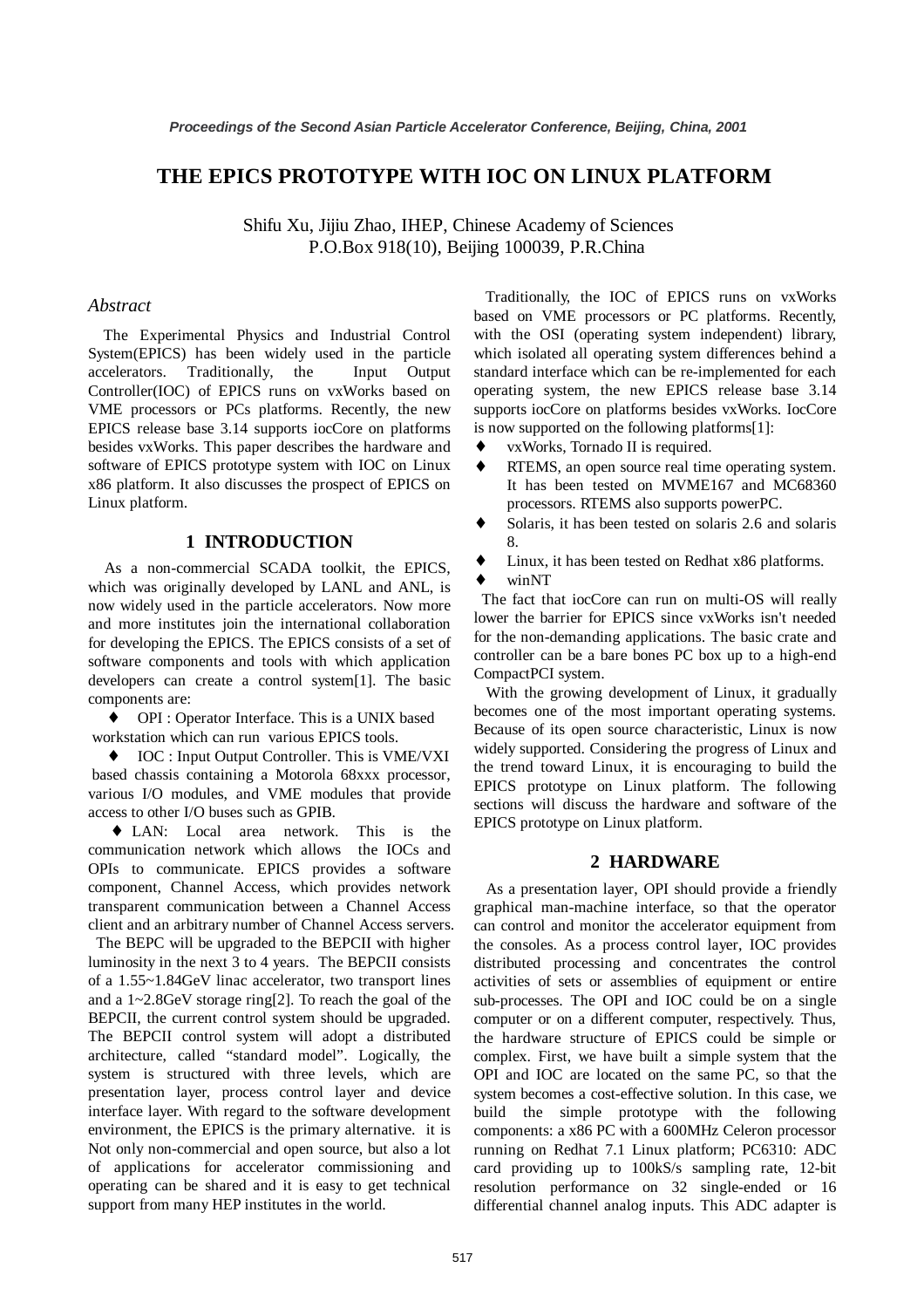# THE EPICS PROTOTYPE WITH IOC ON LINUX PLATFORM

Shifu Xu, Jijiu Zhao, IHEP, Chinese Academy of Sciences
P.O.Box 918(10), Beijing 100039, P.R.China

## *Abstract*

The Experimental Physics and Industrial Control System(EPICS) has been widely used in the particle accelerators. Traditionally, the Input Output Controller(IOC) of EPICS runs on vxWorks based on VME processors or PCs platforms. Recently, the new EPICS release base 3.14 supports iocCore on platforms besides vxWorks. This paper describes the hardware and software of EPICS prototype system with IOC on Linux x86 platform. It also discusses the prospect of EPICS on Linux platform.

## 1 INTRODUCTION

As a non-commercial SCADA toolkit, the EPICS, which was originally developed by LANL and ANL, is now widely used in the particle accelerators. Now more and more institutes join the international collaboration for developing the EPICS. The EPICS consists of a set of software components and tools with which application developers can create a control system[1]. The basic components are:

- OPI : Operator Interface. This is a UNIX based workstation which can run various EPICS tools.
- IOC : Input Output Controller. This is VME/VXI based chassis containing a Motorola 68xxx processor, various I/O modules, and VME modules that provide access to other I/O buses such as GPIB.
- LAN: Local area network. This is the communication network which allows the IOCs and OPIs to communicate. EPICS provides a software component, Channel Access, which provides network transparent communication between a Channel Access client and an arbitrary number of Channel Access servers.

The BEPC will be upgraded to the BEPCII with higher luminosity in the next 3 to 4 years. The BEPCII consists of a 1.55~1.84GeV linac accelerator, two transport lines and a 1~2.8GeV storage ring[2]. To reach the goal of the BEPCII, the current control system should be upgraded. The BEPCII control system will adopt a distributed architecture, called "standard model". Logically, the system is structured with three levels, which are presentation layer, process control layer and device interface layer. With regard to the software development environment, the EPICS is the primary alternative. it is Not only non-commercial and open source, but also a lot of applications for accelerator commissioning and operating can be shared and it is easy to get technical support from many HEP institutes in the world.

Traditionally, the IOC of EPICS runs on vxWorks based on VME processors or PC platforms. Recently, with the OSI (operating system independent) library, which isolated all operating system differences behind a standard interface which can be re-implemented for each operating system, the new EPICS release base 3.14 supports iocCore on platforms besides vxWorks. IocCore is now supported on the following platforms[1]:

- vxWorks, Tornado II is required.
- RTEMS, an open source real time operating system. It has been tested on MVME167 and MC68360 processors. RTEMS also supports powerPC.
- Solaris, it has been tested on solaris 2.6 and solaris 8.
- Linux, it has been tested on Redhat x86 platforms.
- winNT

The fact that iocCore can run on multi-OS will really lower the barrier for EPICS since vxWorks isn't needed for the non-demanding applications. The basic crate and controller can be a bare bones PC box up to a high-end CompactPCI system.

With the growing development of Linux, it gradually becomes one of the most important operating systems. Because of its open source characteristic, Linux is now widely supported. Considering the progress of Linux and the trend toward Linux, it is encouraging to build the EPICS prototype on Linux platform. The following sections will discuss the hardware and software of the EPICS prototype on Linux platform.

## 2 HARDWARE

As a presentation layer, OPI should provide a friendly graphical man-machine interface, so that the operator can control and monitor the accelerator equipment from the consoles. As a process control layer, IOC provides distributed processing and concentrates the control activities of sets or assemblies of equipment or entire sub-processes. The OPI and IOC could be on a single computer or on a different computer, respectively. Thus, the hardware structure of EPICS could be simple or complex. First, we have built a simple system that the OPI and IOC are located on the same PC, so that the system becomes a cost-effective solution. In this case, we build the simple prototype with the following components: a x86 PC with a 600MHz Celeron processor running on Redhat 7.1 Linux platform; PC6310: ADC card providing up to 100kS/s sampling rate, 12-bit resolution performance on 32 single-ended or 16 differential channel analog inputs. This ADC adapter is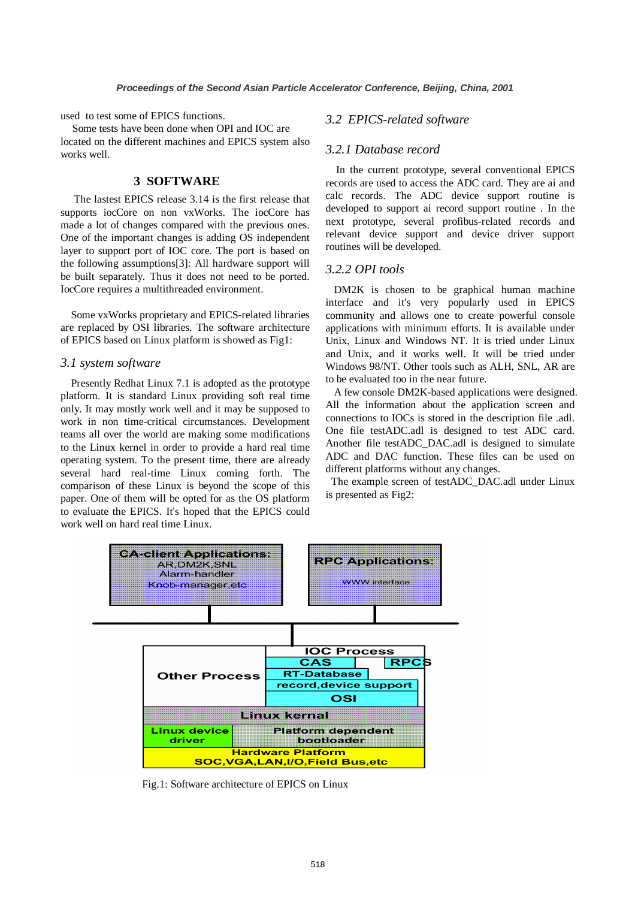used to test some of EPICS functions.

Some tests have been done when OPI and IOC are located on the different machines and EPICS system also works well.

## 3 SOFTWARE

The lastest EPICS release 3.14 is the first release that supports iocCore on non vxWorks. The iocCore has made a lot of changes compared with the previous ones. One of the important changes is adding OS independent layer to support port of IOC core. The port is based on the following assumptions[3]: All hardware support will be built separately. Thus it does not need to be ported. IocCore requires a multithreaded environment.

Some vxWorks proprietary and EPICS-related libraries are replaced by OSI libraries. The software architecture of EPICS based on Linux platform is showed as Fig1:

### *3.1 system software*

Presently Redhat Linux 7.1 is adopted as the prototype platform. It is standard Linux providing soft real time only. It may mostly work well and it may be supposed to work in non time-critical circumstances. Development teams all over the world are making some modifications to the Linux kernel in order to provide a hard real time operating system. To the present time, there are already several hard real-time Linux coming forth. The comparison of these Linux is beyond the scope of this paper. One of them will be opted for as the OS platform to evaluate the EPICS. It's hoped that the EPICS could work well on hard real time Linux.

### *3.2 EPICS-related software*

### *3.2.1 Database record*

In the current prototype, several conventional EPICS records are used to access the ADC card. They are ai and calc records. The ADC device support routine is developed to support ai record support routine . In the next prototype, several profibus-related records and relevant device support and device driver support routines will be developed.

### *3.2.2 OPI tools*

DM2K is chosen to be graphical human machine interface and it's very popularly used in EPICS community and allows one to create powerful console applications with minimum efforts. It is available under Unix, Linux and Windows NT. It is tried under Linux and Unix, and it works well. It will be tried under Windows 98/NT. Other tools such as ALH, SNL, AR are to be evaluated too in the near future.

A few console DM2K-based applications were designed. All the information about the application screen and connections to IOCs is stored in the description file .adl. One file testADC.adl is designed to test ADC card. Another file testADC_DAC.adl is designed to simulate ADC and DAC function. These files can be used on different platforms without any changes.

The example screen of testADC_DAC.adl under Linux is presented as Fig2:

CA-client Applications: AR,DM2K,SNL Alarm-handler Knob-manager,etc

RPC Applications: WWW interface

Other Process | IOC Process | CAS | RPCS | RT-Database | record,device support | OSI

Linux kernal

Linux device driver | Platform dependent bootloader

Hardware Platform SOC,VGA,LAN,I/O,Field Bus,etc

Fig.1: Software architecture of EPICS on Linux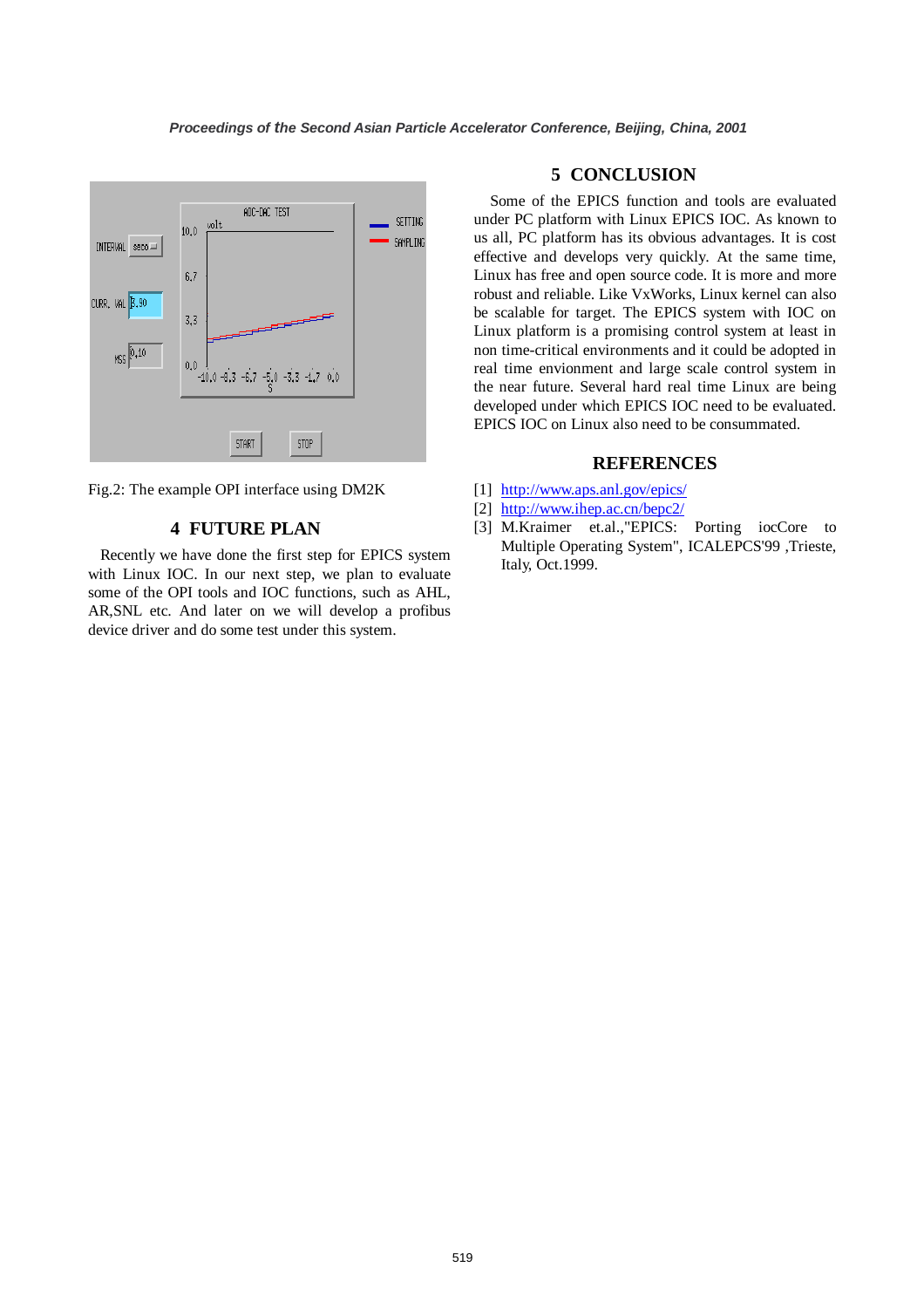INTERVAL 5sec

CURR. VAL 3.90

MSS 0.10

ADC-DAC TEST

volt

10.0

6.7

3.3

0.0

-10.0 -8.3 -6.7 -5.0 -3.3 -1.7 0.0

S

SETTING

SAMPLING

START

STOP

Fig.2: The example OPI interface using DM2K

## 4 FUTURE PLAN

Recently we have done the first step for EPICS system with Linux IOC. In our next step, we plan to evaluate some of the OPI tools and IOC functions, such as AHL, AR,SNL etc. And later on we will develop a profibus device driver and do some test under this system.

## 5 CONCLUSION

Some of the EPICS function and tools are evaluated under PC platform with Linux EPICS IOC. As known to us all, PC platform has its obvious advantages. It is cost effective and develops very quickly. At the same time, Linux has free and open source code. It is more and more robust and reliable. Like VxWorks, Linux kernel can also be scalable for target. The EPICS system with IOC on Linux platform is a promising control system at least in non time-critical environments and it could be adopted in real time envionment and large scale control system in the near future. Several hard real time Linux are being developed under which EPICS IOC need to be evaluated. EPICS IOC on Linux also need to be consummated.

## REFERENCES

[1] http://www.aps.anl.gov/epics/

[2] http://www.ihep.ac.cn/bepc2/

[3] M.Kraimer et.al.,"EPICS: Porting iocCore to Multiple Operating System", ICALEPCS'99 ,Trieste, Italy, Oct.1999.